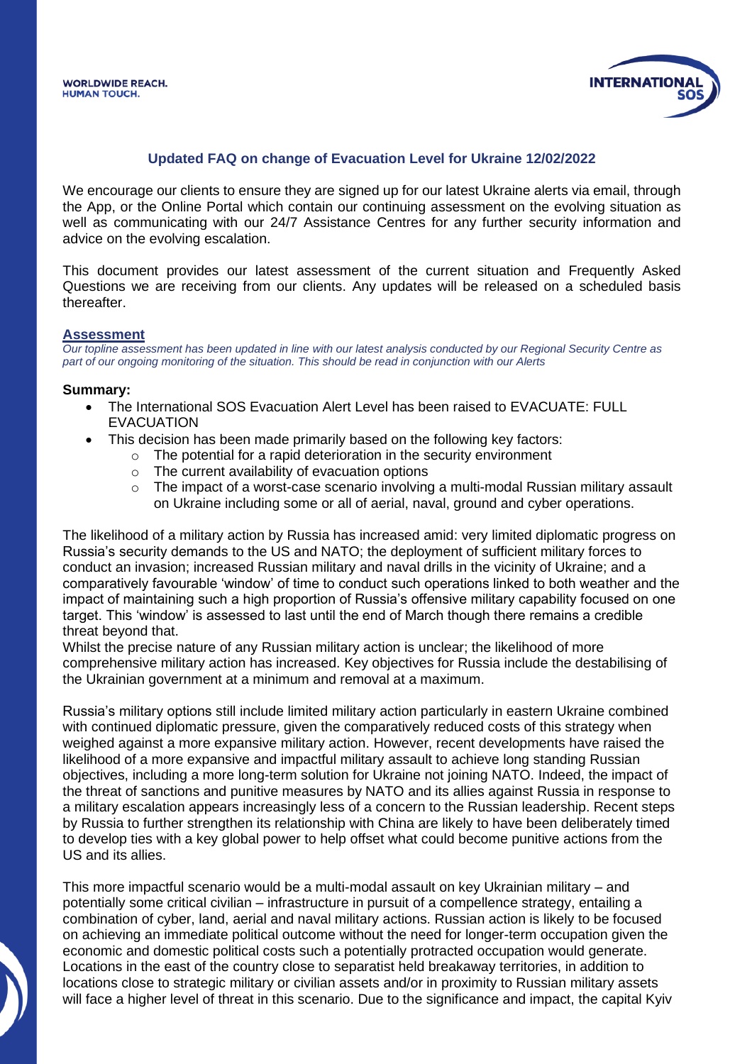# Updated FAQ on change of Evacuation Level for Ukraine 12/02/2022

We encourage our clients to ensure they are signed up for our latest Ukraine alerts via email, through the App, or the Online Portal which contain our continuing assessment on the evolving situation as well as communicating with our 24/7 Assistance Centres for any further security information and advice on the evolving escalation.

This document provides our latest assessment of the current situation and Frequently Asked Questions we are receiving from our clients. Any updates will be released on a scheduled basis thereafter.

## Assessment

*Our topline assessment has been updated in line with our latest analysis conducted by our Regional Security Centre as part of our ongoing monitoring of the situation. This should be read in conjunction with our Alerts*

**Summary:**

- The International SOS Evacuation Alert Level has been raised to EVACUATE: FULL EVACUATION
- This decision has been made primarily based on the following key factors:
  - The potential for a rapid deterioration in the security environment
  - The current availability of evacuation options
  - The impact of a worst-case scenario involving a multi-modal Russian military assault on Ukraine including some or all of aerial, naval, ground and cyber operations.

The likelihood of a military action by Russia has increased amid: very limited diplomatic progress on Russia's security demands to the US and NATO; the deployment of sufficient military forces to conduct an invasion; increased Russian military and naval drills in the vicinity of Ukraine; and a comparatively favourable 'window' of time to conduct such operations linked to both weather and the impact of maintaining such a high proportion of Russia's offensive military capability focused on one target. This 'window' is assessed to last until the end of March though there remains a credible threat beyond that.

Whilst the precise nature of any Russian military action is unclear; the likelihood of more comprehensive military action has increased. Key objectives for Russia include the destabilising of the Ukrainian government at a minimum and removal at a maximum.

Russia's military options still include limited military action particularly in eastern Ukraine combined with continued diplomatic pressure, given the comparatively reduced costs of this strategy when weighed against a more expansive military action. However, recent developments have raised the likelihood of a more expansive and impactful military assault to achieve long standing Russian objectives, including a more long-term solution for Ukraine not joining NATO. Indeed, the impact of the threat of sanctions and punitive measures by NATO and its allies against Russia in response to a military escalation appears increasingly less of a concern to the Russian leadership. Recent steps by Russia to further strengthen its relationship with China are likely to have been deliberately timed to develop ties with a key global power to help offset what could become punitive actions from the US and its allies.

This more impactful scenario would be a multi-modal assault on key Ukrainian military – and potentially some critical civilian – infrastructure in pursuit of a compellence strategy, entailing a combination of cyber, land, aerial and naval military actions. Russian action is likely to be focused on achieving an immediate political outcome without the need for longer-term occupation given the economic and domestic political costs such a potentially protracted occupation would generate. Locations in the east of the country close to separatist held breakaway territories, in addition to locations close to strategic military or civilian assets and/or in proximity to Russian military assets will face a higher level of threat in this scenario. Due to the significance and impact, the capital Kyiv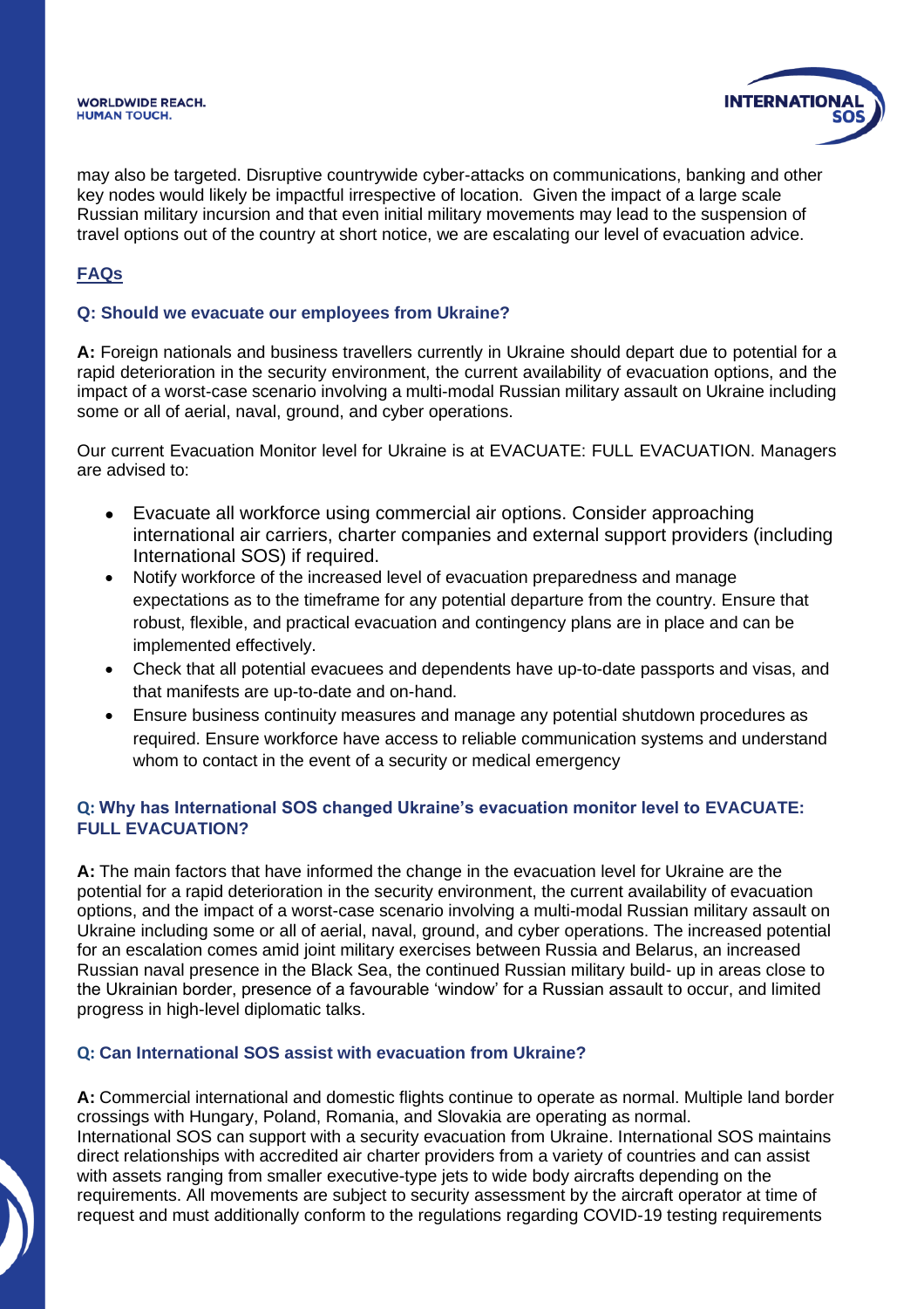may also be targeted. Disruptive countrywide cyber-attacks on communications, banking and other key nodes would likely be impactful irrespective of location. Given the impact of a large scale Russian military incursion and that even initial military movements may lead to the suspension of travel options out of the country at short notice, we are escalating our level of evacuation advice.

## FAQs

### Q: Should we evacuate our employees from Ukraine?

**A:** Foreign nationals and business travellers currently in Ukraine should depart due to potential for a rapid deterioration in the security environment, the current availability of evacuation options, and the impact of a worst-case scenario involving a multi-modal Russian military assault on Ukraine including some or all of aerial, naval, ground, and cyber operations.

Our current Evacuation Monitor level for Ukraine is at EVACUATE: FULL EVACUATION. Managers are advised to:

- Evacuate all workforce using commercial air options. Consider approaching international air carriers, charter companies and external support providers (including International SOS) if required.
- Notify workforce of the increased level of evacuation preparedness and manage expectations as to the timeframe for any potential departure from the country. Ensure that robust, flexible, and practical evacuation and contingency plans are in place and can be implemented effectively.
- Check that all potential evacuees and dependents have up-to-date passports and visas, and that manifests are up-to-date and on-hand.
- Ensure business continuity measures and manage any potential shutdown procedures as required. Ensure workforce have access to reliable communication systems and understand whom to contact in the event of a security or medical emergency

### Q: Why has International SOS changed Ukraine's evacuation monitor level to EVACUATE: FULL EVACUATION?

**A:** The main factors that have informed the change in the evacuation level for Ukraine are the potential for a rapid deterioration in the security environment, the current availability of evacuation options, and the impact of a worst-case scenario involving a multi-modal Russian military assault on Ukraine including some or all of aerial, naval, ground, and cyber operations. The increased potential for an escalation comes amid joint military exercises between Russia and Belarus, an increased Russian naval presence in the Black Sea, the continued Russian military build- up in areas close to the Ukrainian border, presence of a favourable 'window' for a Russian assault to occur, and limited progress in high-level diplomatic talks.

### Q: Can International SOS assist with evacuation from Ukraine?

**A:** Commercial international and domestic flights continue to operate as normal. Multiple land border crossings with Hungary, Poland, Romania, and Slovakia are operating as normal.
International SOS can support with a security evacuation from Ukraine. International SOS maintains direct relationships with accredited air charter providers from a variety of countries and can assist with assets ranging from smaller executive-type jets to wide body aircrafts depending on the requirements. All movements are subject to security assessment by the aircraft operator at time of request and must additionally conform to the regulations regarding COVID-19 testing requirements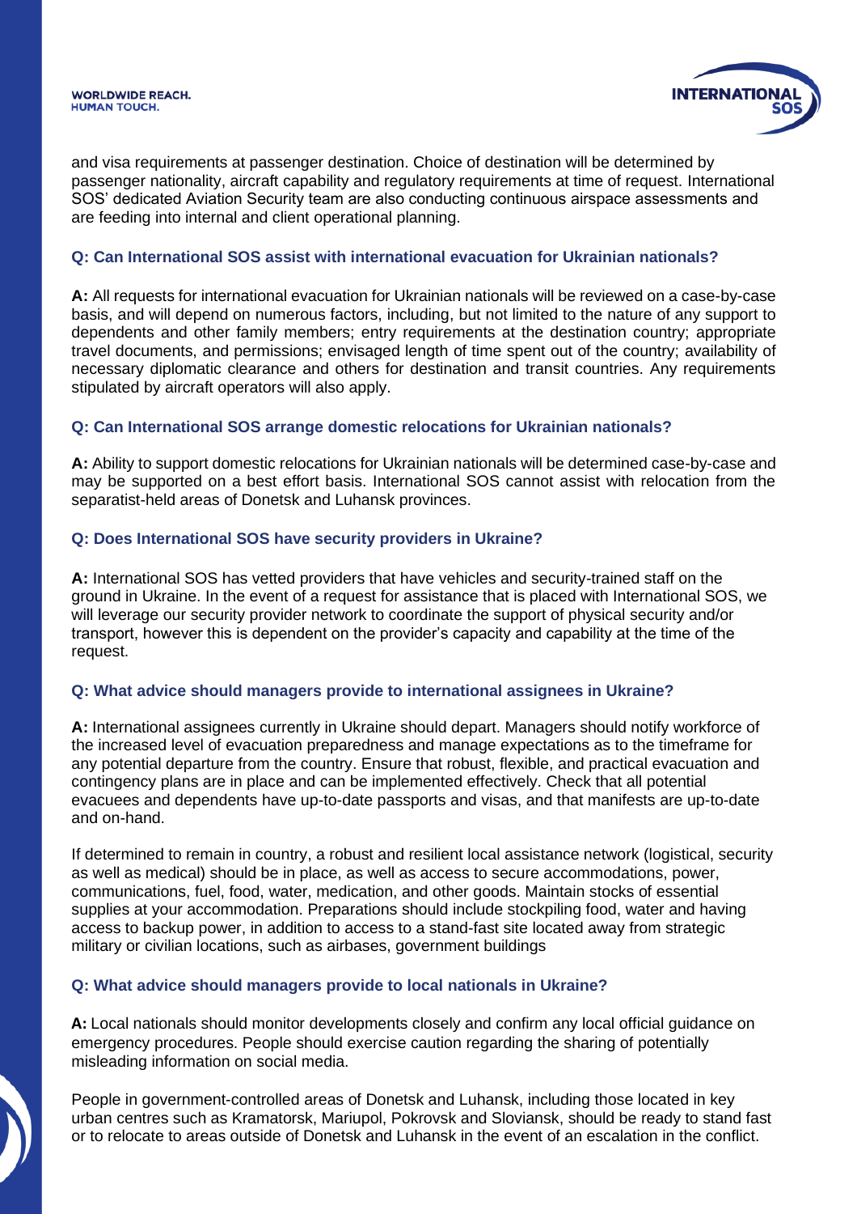and visa requirements at passenger destination. Choice of destination will be determined by passenger nationality, aircraft capability and regulatory requirements at time of request. International SOS' dedicated Aviation Security team are also conducting continuous airspace assessments and are feeding into internal and client operational planning.

### Q: Can International SOS assist with international evacuation for Ukrainian nationals?

**A:** All requests for international evacuation for Ukrainian nationals will be reviewed on a case-by-case basis, and will depend on numerous factors, including, but not limited to the nature of any support to dependents and other family members; entry requirements at the destination country; appropriate travel documents, and permissions; envisaged length of time spent out of the country; availability of necessary diplomatic clearance and others for destination and transit countries. Any requirements stipulated by aircraft operators will also apply.

### Q: Can International SOS arrange domestic relocations for Ukrainian nationals?

**A:** Ability to support domestic relocations for Ukrainian nationals will be determined case-by-case and may be supported on a best effort basis. International SOS cannot assist with relocation from the separatist-held areas of Donetsk and Luhansk provinces.

### Q: Does International SOS have security providers in Ukraine?

**A:** International SOS has vetted providers that have vehicles and security-trained staff on the ground in Ukraine. In the event of a request for assistance that is placed with International SOS, we will leverage our security provider network to coordinate the support of physical security and/or transport, however this is dependent on the provider's capacity and capability at the time of the request.

### Q: What advice should managers provide to international assignees in Ukraine?

**A:** International assignees currently in Ukraine should depart. Managers should notify workforce of the increased level of evacuation preparedness and manage expectations as to the timeframe for any potential departure from the country. Ensure that robust, flexible, and practical evacuation and contingency plans are in place and can be implemented effectively. Check that all potential evacuees and dependents have up-to-date passports and visas, and that manifests are up-to-date and on-hand.

If determined to remain in country, a robust and resilient local assistance network (logistical, security as well as medical) should be in place, as well as access to secure accommodations, power, communications, fuel, food, water, medication, and other goods. Maintain stocks of essential supplies at your accommodation. Preparations should include stockpiling food, water and having access to backup power, in addition to access to a stand-fast site located away from strategic military or civilian locations, such as airbases, government buildings

### Q: What advice should managers provide to local nationals in Ukraine?

**A:** Local nationals should monitor developments closely and confirm any local official guidance on emergency procedures. People should exercise caution regarding the sharing of potentially misleading information on social media.

People in government-controlled areas of Donetsk and Luhansk, including those located in key urban centres such as Kramatorsk, Mariupol, Pokrovsk and Sloviansk, should be ready to stand fast or to relocate to areas outside of Donetsk and Luhansk in the event of an escalation in the conflict.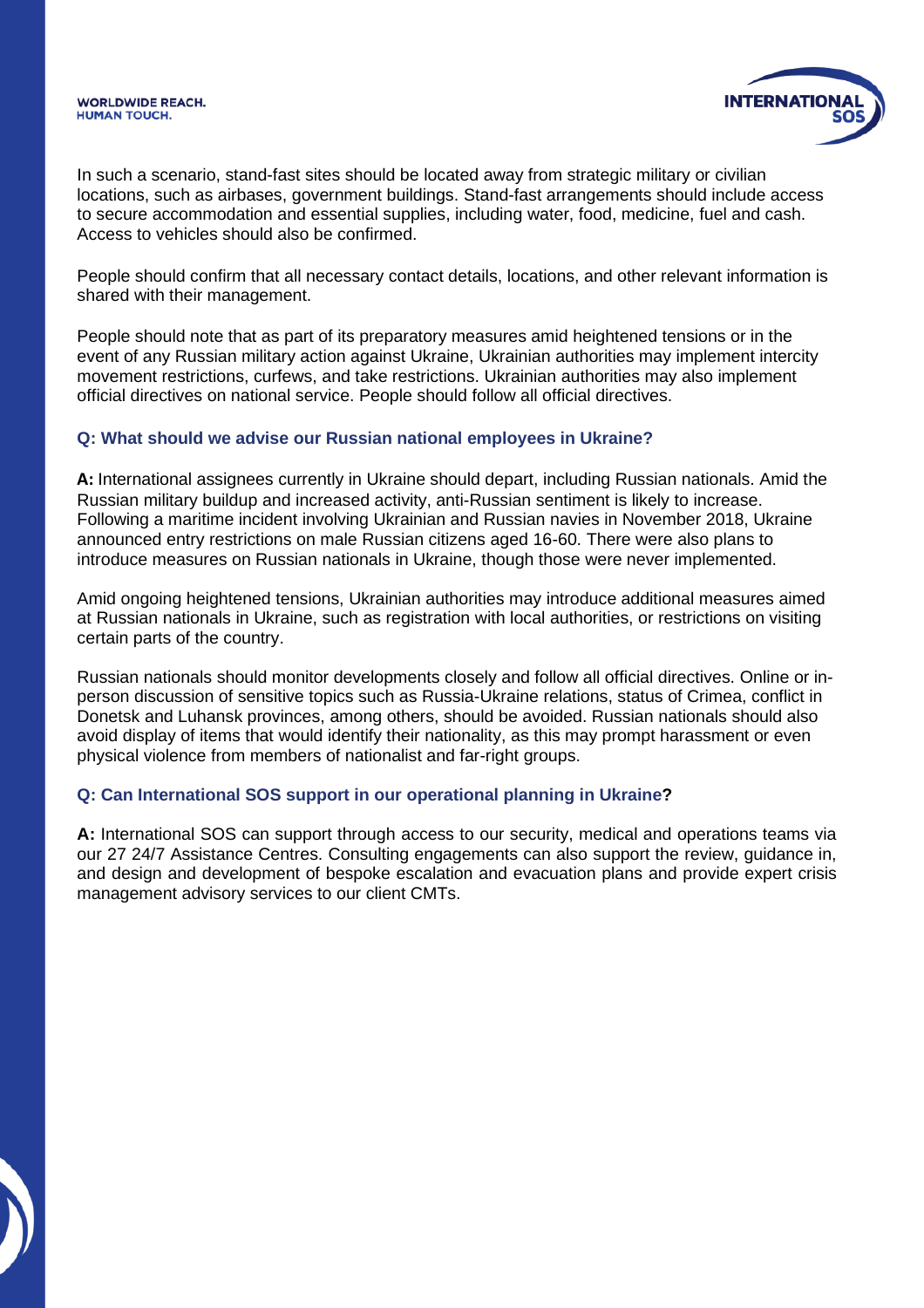In such a scenario, stand-fast sites should be located away from strategic military or civilian locations, such as airbases, government buildings. Stand-fast arrangements should include access to secure accommodation and essential supplies, including water, food, medicine, fuel and cash. Access to vehicles should also be confirmed.

People should confirm that all necessary contact details, locations, and other relevant information is shared with their management.

People should note that as part of its preparatory measures amid heightened tensions or in the event of any Russian military action against Ukraine, Ukrainian authorities may implement intercity movement restrictions, curfews, and take restrictions. Ukrainian authorities may also implement official directives on national service. People should follow all official directives.

### Q: What should we advise our Russian national employees in Ukraine?

**A:** International assignees currently in Ukraine should depart, including Russian nationals. Amid the Russian military buildup and increased activity, anti-Russian sentiment is likely to increase. Following a maritime incident involving Ukrainian and Russian navies in November 2018, Ukraine announced entry restrictions on male Russian citizens aged 16-60. There were also plans to introduce measures on Russian nationals in Ukraine, though those were never implemented.

Amid ongoing heightened tensions, Ukrainian authorities may introduce additional measures aimed at Russian nationals in Ukraine, such as registration with local authorities, or restrictions on visiting certain parts of the country.

Russian nationals should monitor developments closely and follow all official directives. Online or in-person discussion of sensitive topics such as Russia-Ukraine relations, status of Crimea, conflict in Donetsk and Luhansk provinces, among others, should be avoided. Russian nationals should also avoid display of items that would identify their nationality, as this may prompt harassment or even physical violence from members of nationalist and far-right groups.

### Q: Can International SOS support in our operational planning in Ukraine?

**A:** International SOS can support through access to our security, medical and operations teams via our 27 24/7 Assistance Centres. Consulting engagements can also support the review, guidance in, and design and development of bespoke escalation and evacuation plans and provide expert crisis management advisory services to our client CMTs.